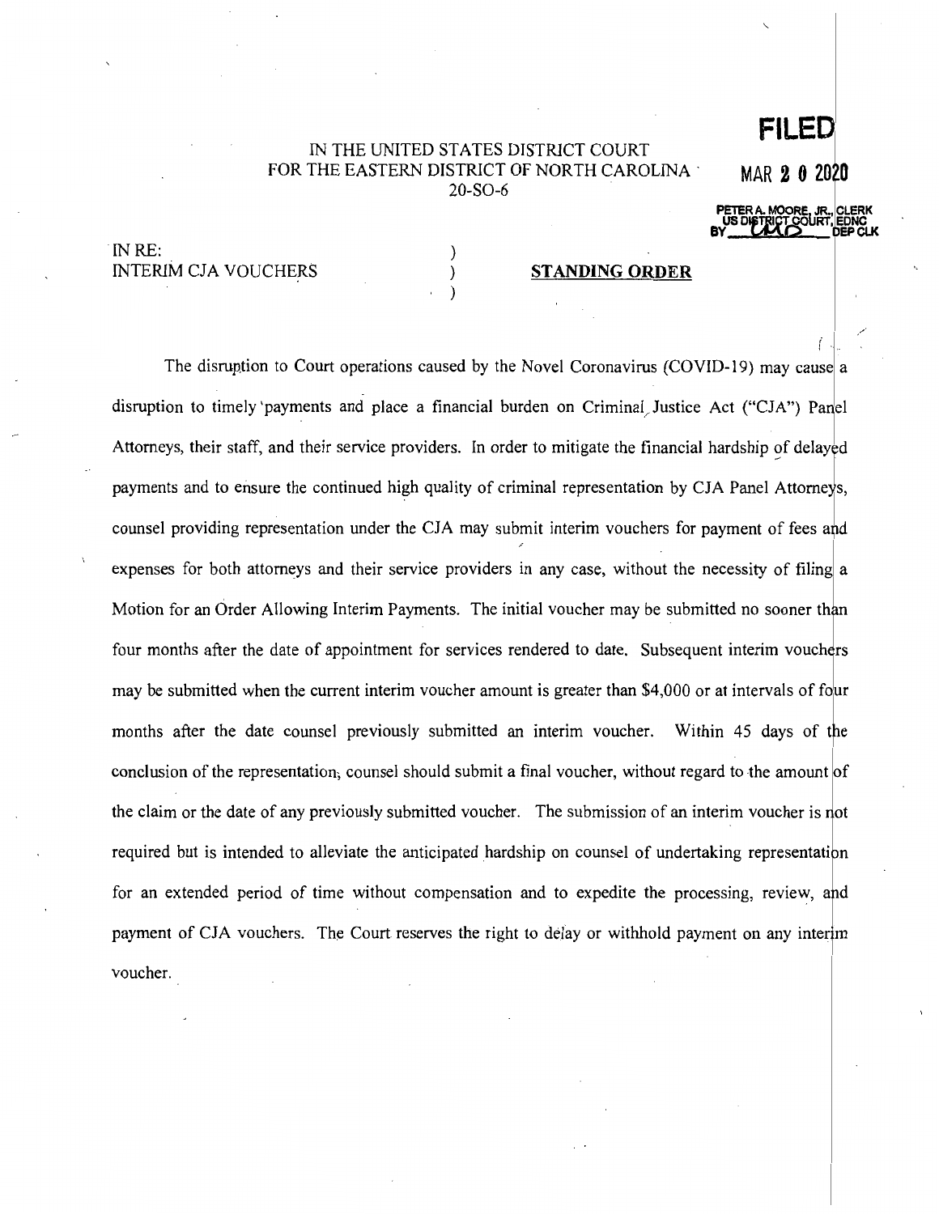IN THE UNITED STATES DISTRICT COURT
FOR THE EASTERN DISTRICT OF NORTH CAROLINA
20-SO-6

**FILED**

MAR 2 0 2020

PETER A. MOORE, JR., CLERK
US DISTRICT COURT, EDNC
BY ______ DEP CLK

IN RE:
INTERIM CJA VOUCHERS

**STANDING ORDER**

The disruption to Court operations caused by the Novel Coronavirus (COVID-19) may cause a disruption to timely payments and place a financial burden on Criminal Justice Act ("CJA") Panel Attorneys, their staff, and their service providers. In order to mitigate the financial hardship of delayed payments and to ensure the continued high quality of criminal representation by CJA Panel Attorneys, counsel providing representation under the CJA may submit interim vouchers for payment of fees and expenses for both attorneys and their service providers in any case, without the necessity of filing a Motion for an Order Allowing Interim Payments. The initial voucher may be submitted no sooner than four months after the date of appointment for services rendered to date. Subsequent interim vouchers may be submitted when the current interim voucher amount is greater than $4,000 or at intervals of four months after the date counsel previously submitted an interim voucher. Within 45 days of the conclusion of the representation, counsel should submit a final voucher, without regard to the amount of the claim or the date of any previously submitted voucher. The submission of an interim voucher is not required but is intended to alleviate the anticipated hardship on counsel of undertaking representation for an extended period of time without compensation and to expedite the processing, review, and payment of CJA vouchers. The Court reserves the right to delay or withhold payment on any interim voucher.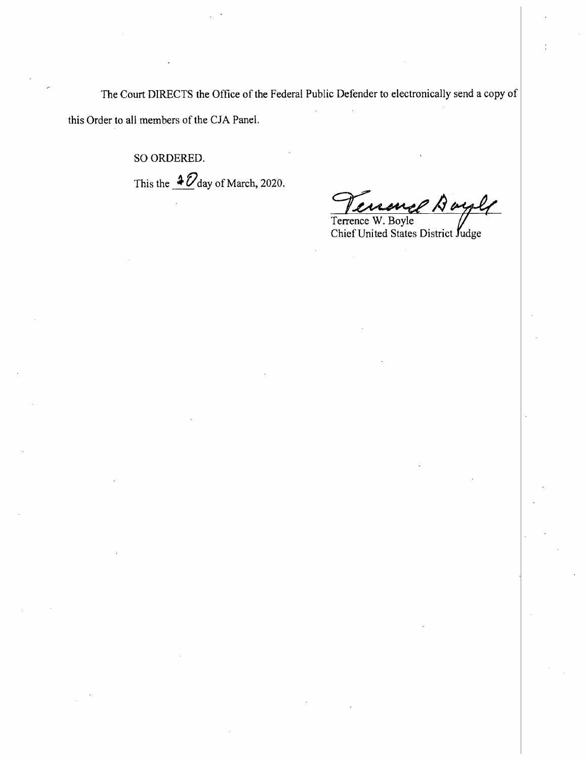The Court DIRECTS the Office of the Federal Public Defender to electronically send a copy of this Order to all members of the CJA Panel.

SO ORDERED.

This the 20 day of March, 2020.

Terrence W. Boyle
Chief United States District Judge